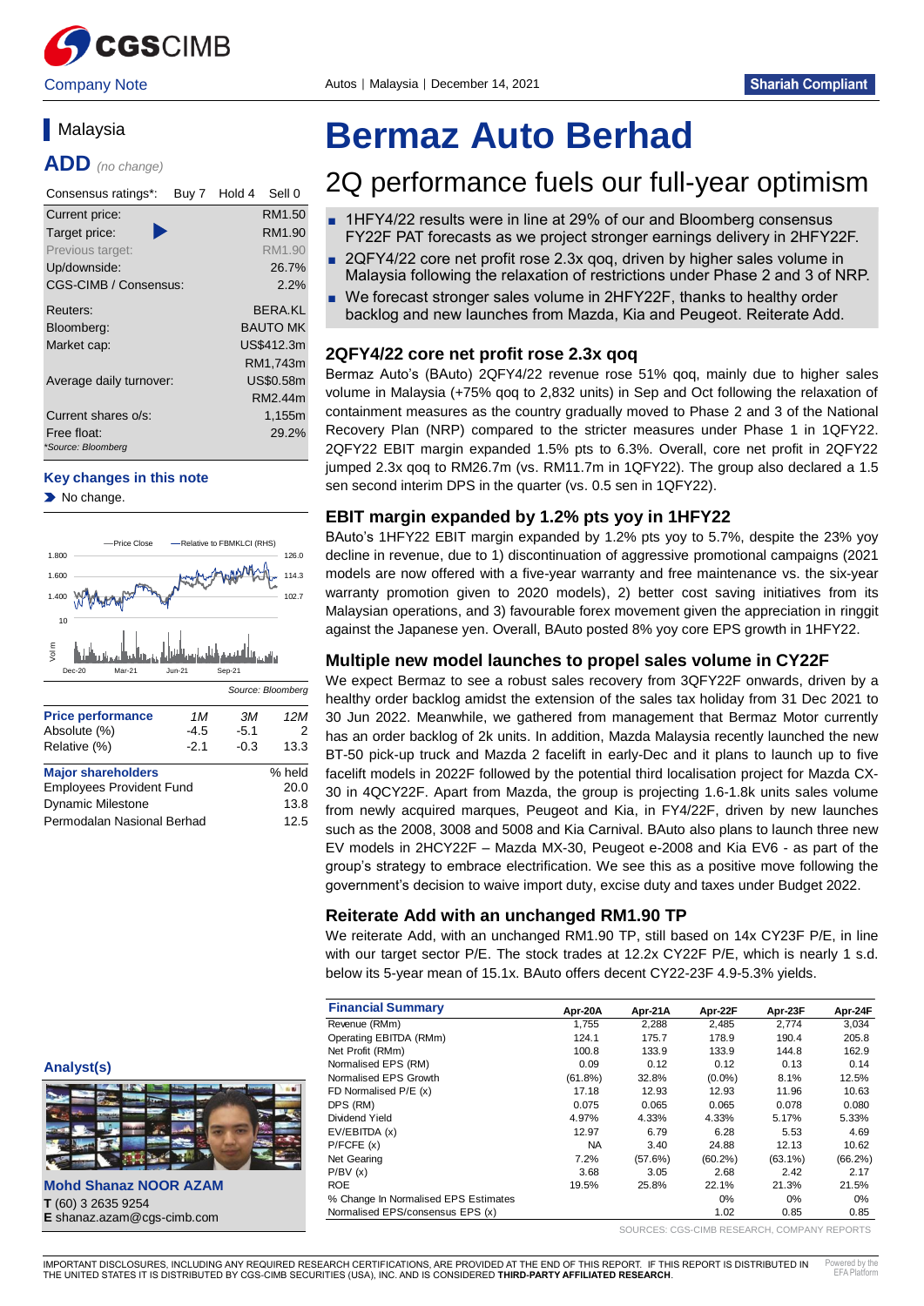Company Note

Autos | Malaysia | December 14, 2021

Shariah Compliant

Malaysia

**ADD** *(no change)*

| Consensus ratings*: | Buy 7 | Hold 4 | Sell 0 |
|---|---|---|---|

| | |
|---|---|
| Current price: | RM1.50 |
| Target price: | RM1.90 |
| Previous target: | RM1.90 |
| Up/downside: | 26.7% |
| CGS-CIMB / Consensus: | 2.2% |
| Reuters: | BERA.KL |
| Bloomberg: | BAUTO MK |
| Market cap: | US$412.3m |
| | RM1,743m |
| Average daily turnover: | US$0.58m |
| | RM2.44m |
| Current shares o/s: | 1,155m |
| Free float: | 29.2% |

*Source: Bloomberg

**Key changes in this note**

- No change.

Source: Bloomberg

| Price performance | 1M | 3M | 12M |
|---|---|---|---|
| Absolute (%) | -4.5 | -5.1 | 2 |
| Relative (%) | -2.1 | -0.3 | 13.3 |

| Major shareholders | % held |
|---|---|
| Employees Provident Fund | 20.0 |
| Dynamic Milestone | 13.8 |
| Permodalan Nasional Berhad | 12.5 |

# Bermaz Auto Berhad

## 2Q performance fuels our full-year optimism

- 1HFY4/22 results were in line at 29% of our and Bloomberg consensus FY22F PAT forecasts as we project stronger earnings delivery in 2HFY22F.
- 2QFY4/22 core net profit rose 2.3x qoq, driven by higher sales volume in Malaysia following the relaxation of restrictions under Phase 2 and 3 of NRP.
- We forecast stronger sales volume in 2HFY22F, thanks to healthy order backlog and new launches from Mazda, Kia and Peugeot. Reiterate Add.

### 2QFY4/22 core net profit rose 2.3x qoq

Bermaz Auto's (BAuto) 2QFY4/22 revenue rose 51% qoq, mainly due to higher sales volume in Malaysia (+75% qoq to 2,832 units) in Sep and Oct following the relaxation of containment measures as the country gradually moved to Phase 2 and 3 of the National Recovery Plan (NRP) compared to the stricter measures under Phase 1 in 1QFY22. 2QFY22 EBIT margin expanded 1.5% pts to 6.3%. Overall, core net profit in 2QFY22 jumped 2.3x qoq to RM26.7m (vs. RM11.7m in 1QFY22). The group also declared a 1.5 sen second interim DPS in the quarter (vs. 0.5 sen in 1QFY22).

### EBIT margin expanded by 1.2% pts yoy in 1HFY22

BAuto's 1HFY22 EBIT margin expanded by 1.2% pts yoy to 5.7%, despite the 23% yoy decline in revenue, due to 1) discontinuation of aggressive promotional campaigns (2021 models are now offered with a five-year warranty and free maintenance vs. the six-year warranty promotion given to 2020 models), 2) better cost saving initiatives from its Malaysian operations, and 3) favourable forex movement given the appreciation in ringgit against the Japanese yen. Overall, BAuto posted 8% yoy core EPS growth in 1HFY22.

### Multiple new model launches to propel sales volume in CY22F

We expect Bermaz to see a robust sales recovery from 3QFY22F onwards, driven by a healthy order backlog amidst the extension of the sales tax holiday from 31 Dec 2021 to 30 Jun 2022. Meanwhile, we gathered from management that Bermaz Motor currently has an order backlog of 2k units. In addition, Mazda Malaysia recently launched the new BT-50 pick-up truck and Mazda 2 facelift in early-Dec and it plans to launch up to five facelift models in 2022F followed by the potential third localisation project for Mazda CX-30 in 4QCY22F. Apart from Mazda, the group is projecting 1.6-1.8k units sales volume from newly acquired marques, Peugeot and Kia, in FY4/22F, driven by new launches such as the 2008, 3008 and 5008 and Kia Carnival. BAuto also plans to launch three new EV models in 2HCY22F – Mazda MX-30, Peugeot e-2008 and Kia EV6 - as part of the group's strategy to embrace electrification. We see this as a positive move following the government's decision to waive import duty, excise duty and taxes under Budget 2022.

### Reiterate Add with an unchanged RM1.90 TP

We reiterate Add, with an unchanged RM1.90 TP, still based on 14x CY23F P/E, in line with our target sector P/E. The stock trades at 12.2x CY22F P/E, which is nearly 1 s.d. below its 5-year mean of 15.1x. BAuto offers decent CY22-23F 4.9-5.3% yields.

| Financial Summary | Apr-20A | Apr-21A | Apr-22F | Apr-23F | Apr-24F |
|---|---|---|---|---|---|
| Revenue (RMm) | 1,755 | 2,288 | 2,485 | 2,774 | 3,034 |
| Operating EBITDA (RMm) | 124.1 | 175.7 | 178.9 | 190.4 | 205.8 |
| Net Profit (RMm) | 100.8 | 133.9 | 133.9 | 144.8 | 162.9 |
| Normalised EPS (RM) | 0.09 | 0.12 | 0.12 | 0.13 | 0.14 |
| Normalised EPS Growth | (61.8%) | 32.8% | (0.0%) | 8.1% | 12.5% |
| FD Normalised P/E (x) | 17.18 | 12.93 | 12.93 | 11.96 | 10.63 |
| DPS (RM) | 0.075 | 0.065 | 0.065 | 0.078 | 0.080 |
| Dividend Yield | 4.97% | 4.33% | 4.33% | 5.17% | 5.33% |
| EV/EBITDA (x) | 12.97 | 6.79 | 6.28 | 5.53 | 4.69 |
| P/FCFE (x) | NA | 3.40 | 24.88 | 12.13 | 10.62 |
| Net Gearing | 7.2% | (57.6%) | (60.2%) | (63.1%) | (66.2%) |
| P/BV (x) | 3.68 | 3.05 | 2.68 | 2.42 | 2.17 |
| ROE | 19.5% | 25.8% | 22.1% | 21.3% | 21.5% |
| % Change In Normalised EPS Estimates | | | 0% | 0% | 0% |
| Normalised EPS/consensus EPS (x) | | | 1.02 | 0.85 | 0.85 |

SOURCES: CGS-CIMB RESEARCH, COMPANY REPORTS

**Analyst(s)**

**Mohd Shanaz NOOR AZAM**
**T** (60) 3 2635 9254
**E** shanaz.azam@cgs-cimb.com

IMPORTANT DISCLOSURES, INCLUDING ANY REQUIRED RESEARCH CERTIFICATIONS, ARE PROVIDED AT THE END OF THIS REPORT. IF THIS REPORT IS DISTRIBUTED IN THE UNITED STATES IT IS DISTRIBUTED BY CGS-CIMB SECURITIES (USA), INC. AND IS CONSIDERED **THIRD-PARTY AFFILIATED RESEARCH**.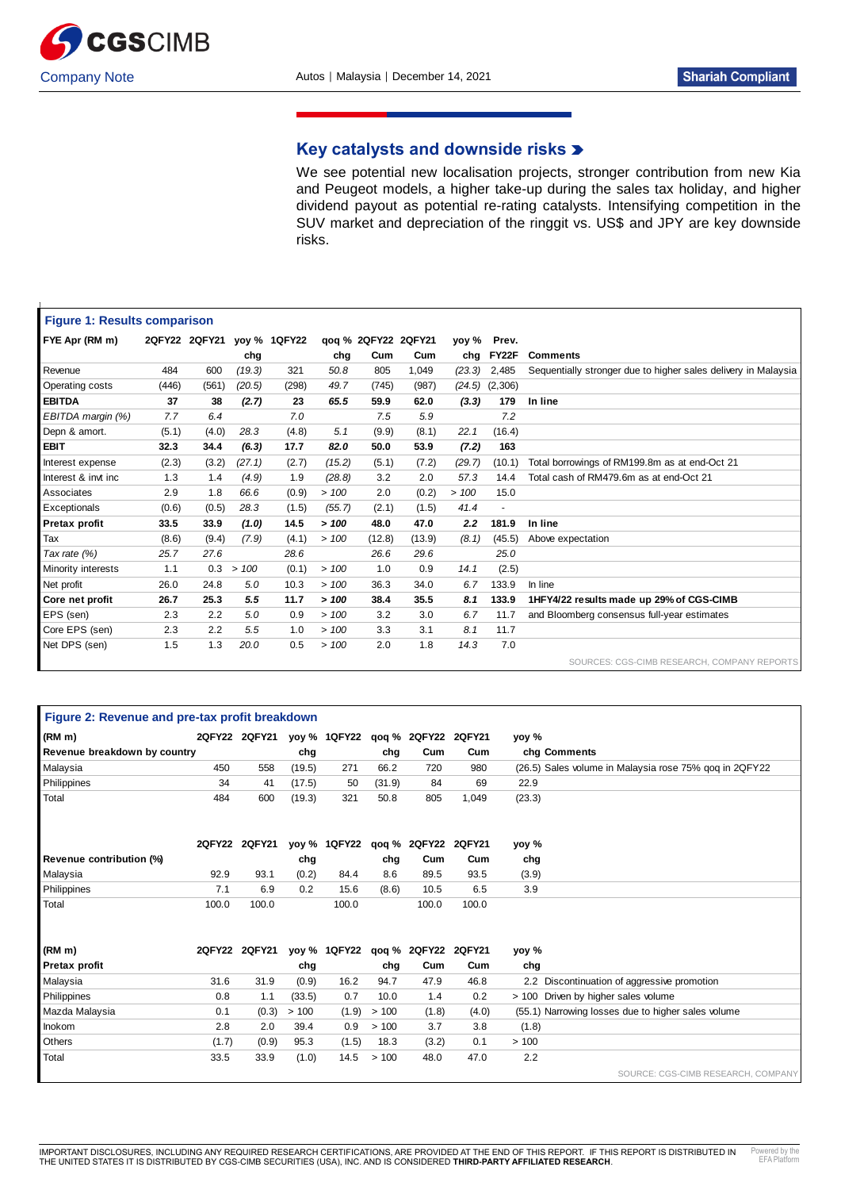## Key catalysts and downside risks

We see potential new localisation projects, stronger contribution from new Kia and Peugeot models, a higher take-up during the sales tax holiday, and higher dividend payout as potential re-rating catalysts. Intensifying competition in the SUV market and depreciation of the ringgit vs. US$ and JPY are key downside risks.

**Figure 1: Results comparison**

| FYE Apr (RM m) | 2QFY22 | 2QFY21 | yoy % chg | 1QFY22 | qoq % chg | 2QFY22 Cum | 2QFY21 Cum | yoy % chg | Prev. FY22F | Comments |
|---|---|---|---|---|---|---|---|---|---|---|
| Revenue | 484 | 600 | *(19.3)* | 321 | *50.8* | 805 | 1,049 | *(23.3)* | 2,485 | Sequentially stronger due to higher sales delivery in Malaysia |
| Operating costs | (446) | (561) | *(20.5)* | (298) | *49.7* | (745) | (987) | *(24.5)* | (2,306) | |
| **EBITDA** | **37** | **38** | ***(2.7)*** | **23** | ***65.5*** | **59.9** | **62.0** | ***(3.3)*** | **179** | **In line** |
| *EBITDA margin (%)* | *7.7* | *6.4* | | *7.0* | | *7.5* | *5.9* | | *7.2* | |
| Depn & amort. | (5.1) | (4.0) | *28.3* | (4.8) | *5.1* | (9.9) | (8.1) | *22.1* | (16.4) | |
| **EBIT** | **32.3** | **34.4** | ***(6.3)*** | **17.7** | ***82.0*** | **50.0** | **53.9** | ***(7.2)*** | **163** | |
| Interest expense | (2.3) | (3.2) | *(27.1)* | (2.7) | *(15.2)* | (5.1) | (7.2) | *(29.7)* | (10.1) | Total borrowings of RM199.8m as at end-Oct 21 |
| Interest & invt inc | 1.3 | 1.4 | *(4.9)* | 1.9 | *(28.8)* | 3.2 | 2.0 | *57.3* | 14.4 | Total cash of RM479.6m as at end-Oct 21 |
| Associates | 2.9 | 1.8 | *66.6* | (0.9) | *> 100* | 2.0 | (0.2) | *> 100* | 15.0 | |
| Exceptionals | (0.6) | (0.5) | *28.3* | (1.5) | *(55.7)* | (2.1) | (1.5) | *41.4* | - | |
| **Pretax profit** | **33.5** | **33.9** | ***(1.0)*** | **14.5** | ***> 100*** | **48.0** | **47.0** | ***2.2*** | **181.9** | **In line** |
| Tax | (8.6) | (9.4) | *(7.9)* | (4.1) | *> 100* | (12.8) | (13.9) | *(8.1)* | (45.5) | Above expectation |
| *Tax rate (%)* | *25.7* | *27.6* | | *28.6* | | *26.6* | *29.6* | | *25.0* | |
| Minority interests | 1.1 | 0.3 | *> 100* | (0.1) | *> 100* | 1.0 | 0.9 | *14.1* | (2.5) | |
| Net profit | 26.0 | 24.8 | *5.0* | 10.3 | *> 100* | 36.3 | 34.0 | *6.7* | 133.9 | In line |
| **Core net profit** | **26.7** | **25.3** | ***5.5*** | **11.7** | ***> 100*** | **38.4** | **35.5** | ***8.1*** | **133.9** | **1HFY4/22 results made up 29% of CGS-CIMB** |
| EPS (sen) | 2.3 | 2.2 | *5.0* | 0.9 | *> 100* | 3.2 | 3.0 | *6.7* | 11.7 | and Bloomberg consensus full-year estimates |
| Core EPS (sen) | 2.3 | 2.2 | *5.5* | 1.0 | *> 100* | 3.3 | 3.1 | *8.1* | 11.7 | |
| Net DPS (sen) | 1.5 | 1.3 | *20.0* | 0.5 | *> 100* | 2.0 | 1.8 | *14.3* | 7.0 | |

SOURCES: CGS-CIMB RESEARCH, COMPANY REPORTS

**Figure 2: Revenue and pre-tax profit breakdown**

| (RM m) | 2QFY22 | 2QFY21 | yoy % | 1QFY22 | qoq % | 2QFY22 | 2QFY21 | yoy % | |
|---|---|---|---|---|---|---|---|---|---|
| **Revenue breakdown by country** | | | chg | | chg | Cum | Cum | chg | Comments |
| Malaysia | 450 | 558 | (19.5) | 271 | 66.2 | 720 | 980 | (26.5) | Sales volume in Malaysia rose 75% qoq in 2QFY22 |
| Philippines | 34 | 41 | (17.5) | 50 | (31.9) | 84 | 69 | 22.9 | |
| Total | 484 | 600 | (19.3) | 321 | 50.8 | 805 | 1,049 | (23.3) | |
| | | | | | | | | | |
| | 2QFY22 | 2QFY21 | yoy % | 1QFY22 | qoq % | 2QFY22 | 2QFY21 | yoy % | |
| **Revenue contribution (%)** | | | chg | | chg | Cum | Cum | chg | |
| Malaysia | 92.9 | 93.1 | (0.2) | 84.4 | 8.6 | 89.5 | 93.5 | (3.9) | |
| Philippines | 7.1 | 6.9 | 0.2 | 15.6 | (8.6) | 10.5 | 6.5 | 3.9 | |
| Total | 100.0 | 100.0 | | 100.0 | | 100.0 | 100.0 | | |
| | | | | | | | | | |
| **(RM m)** | 2QFY22 | 2QFY21 | yoy % | 1QFY22 | qoq % | 2QFY22 | 2QFY21 | yoy % | |
| **Pretax profit** | | | chg | | chg | Cum | Cum | chg | |
| Malaysia | 31.6 | 31.9 | (0.9) | 16.2 | 94.7 | 47.9 | 46.8 | 2.2 | Discontinuation of aggressive promotion |
| Philippines | 0.8 | 1.1 | (33.5) | 0.7 | 10.0 | 1.4 | 0.2 | > 100 | Driven by higher sales volume |
| Mazda Malaysia | 0.1 | (0.3) | > 100 | (1.9) | > 100 | (1.8) | (4.0) | (55.1) | Narrowing losses due to higher sales volume |
| Inokom | 2.8 | 2.0 | 39.4 | 0.9 | > 100 | 3.7 | 3.8 | (1.8) | |
| Others | (1.7) | (0.9) | 95.3 | (1.5) | 18.3 | (3.2) | 0.1 | > 100 | |
| Total | 33.5 | 33.9 | (1.0) | 14.5 | > 100 | 48.0 | 47.0 | 2.2 | |

SOURCE: CGS-CIMB RESEARCH, COMPANY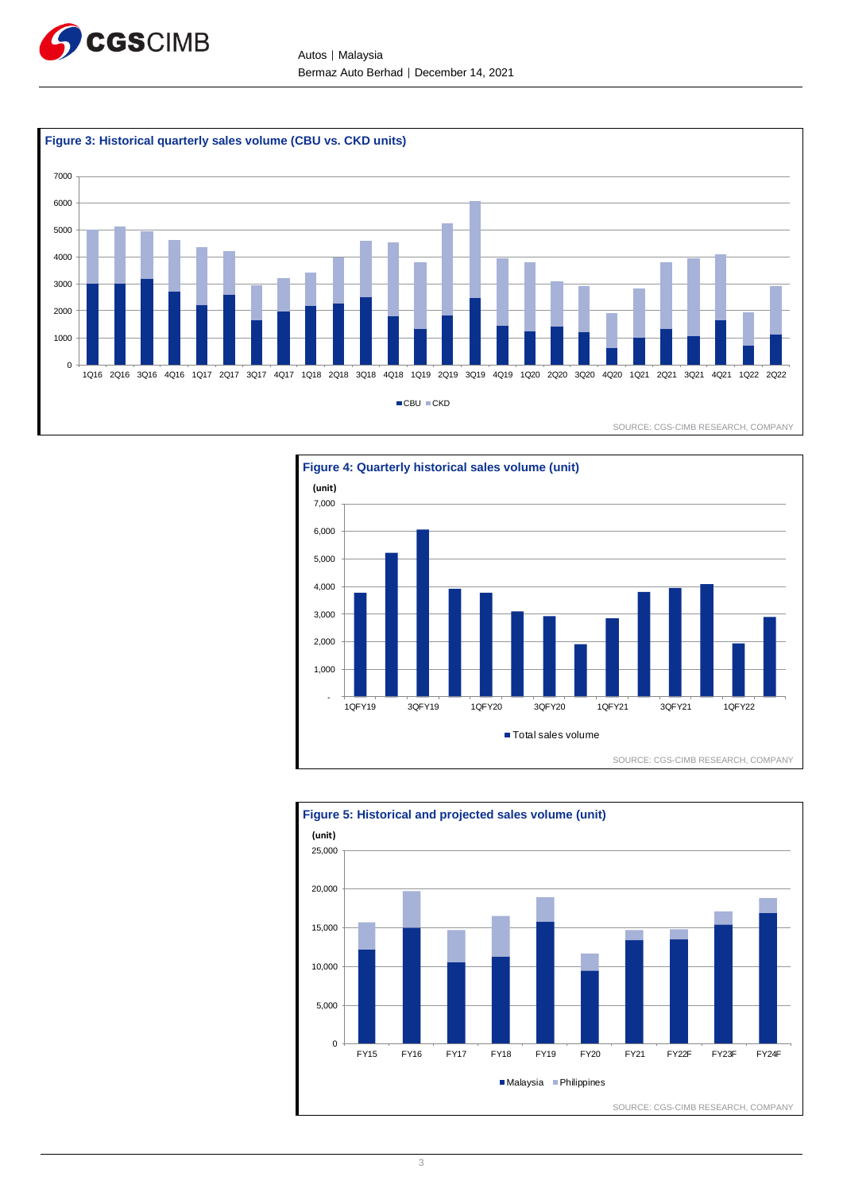**Figure 3: Historical quarterly sales volume (CBU vs. CKD units)**

■CBU ■CKD

SOURCE: CGS-CIMB RESEARCH, COMPANY

**Figure 4: Quarterly historical sales volume (unit)**

■Total sales volume

SOURCE: CGS-CIMB RESEARCH, COMPANY

**Figure 5: Historical and projected sales volume (unit)**

■Malaysia ■Philippines

SOURCE: CGS-CIMB RESEARCH, COMPANY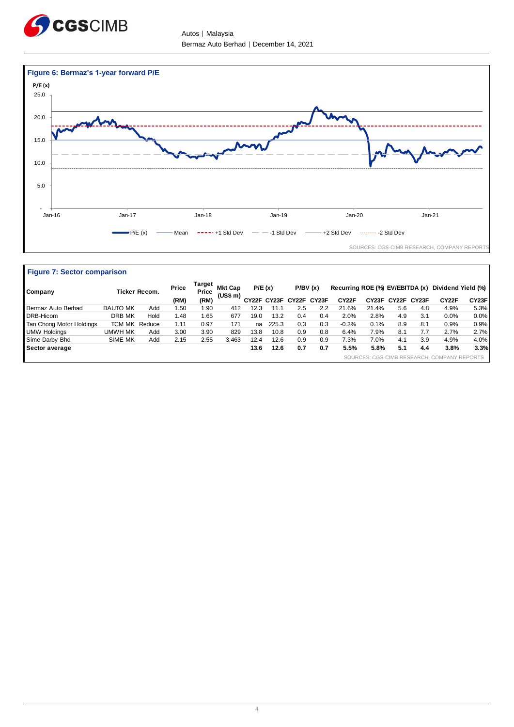**Figure 6: Bermaz's 1-year forward P/E**

P/E (x)

25.0
20.0
15.0
10.0
5.0
-

Jan-16 Jan-17 Jan-18 Jan-19 Jan-20 Jan-21

P/E (x) — Mean — +1 Std Dev — -1 Std Dev — +2 Std Dev — -2 Std Dev

SOURCES: CGS-CIMB RESEARCH, COMPANY REPORTS

**Figure 7: Sector comparison**

| Company | Ticker | Recom. | Price (RM) | Target Price (RM) | Mkt Cap (US$ m) | P/E (x) CY22F | P/E (x) CY23F | P/BV (x) CY22F | P/BV (x) CY23F | Recurring ROE (%) CY22F | Recurring ROE (%) CY23F | EV/EBITDA (x) CY22F | EV/EBITDA (x) CY23F | Dividend Yield (%) CY22F | Dividend Yield (%) CY23F |
|---|---|---|---|---|---|---|---|---|---|---|---|---|---|---|---|
| Bermaz Auto Berhad | BAUTO MK | Add | 1.50 | 1.90 | 412 | 12.3 | 11.1 | 2.5 | 2.2 | 21.6% | 21.4% | 5.6 | 4.8 | 4.9% | 5.3% |
| DRB-Hicom | DRB MK | Hold | 1.48 | 1.65 | 677 | 19.0 | 13.2 | 0.4 | 0.4 | 2.0% | 2.8% | 4.9 | 3.1 | 0.0% | 0.0% |
| Tan Chong Motor Holdings | TCM MK | Reduce | 1.11 | 0.97 | 171 | na | 225.3 | 0.3 | 0.3 | -0.3% | 0.1% | 8.9 | 8.1 | 0.9% | 0.9% |
| UMW Holdings | UMWH MK | Add | 3.00 | 3.90 | 829 | 13.8 | 10.8 | 0.9 | 0.8 | 6.4% | 7.9% | 8.1 | 7.7 | 2.7% | 2.7% |
| Sime Darby Bhd | SIME MK | Add | 2.15 | 2.55 | 3,463 | 12.4 | 12.6 | 0.9 | 0.9 | 7.3% | 7.0% | 4.1 | 3.9 | 4.9% | 4.0% |
| **Sector average** | | | | | | **13.6** | **12.6** | **0.7** | **0.7** | **5.5%** | **5.8%** | **5.1** | **4.4** | **3.8%** | **3.3%** |

SOURCES: CGS-CIMB RESEARCH, COMPANY REPORTS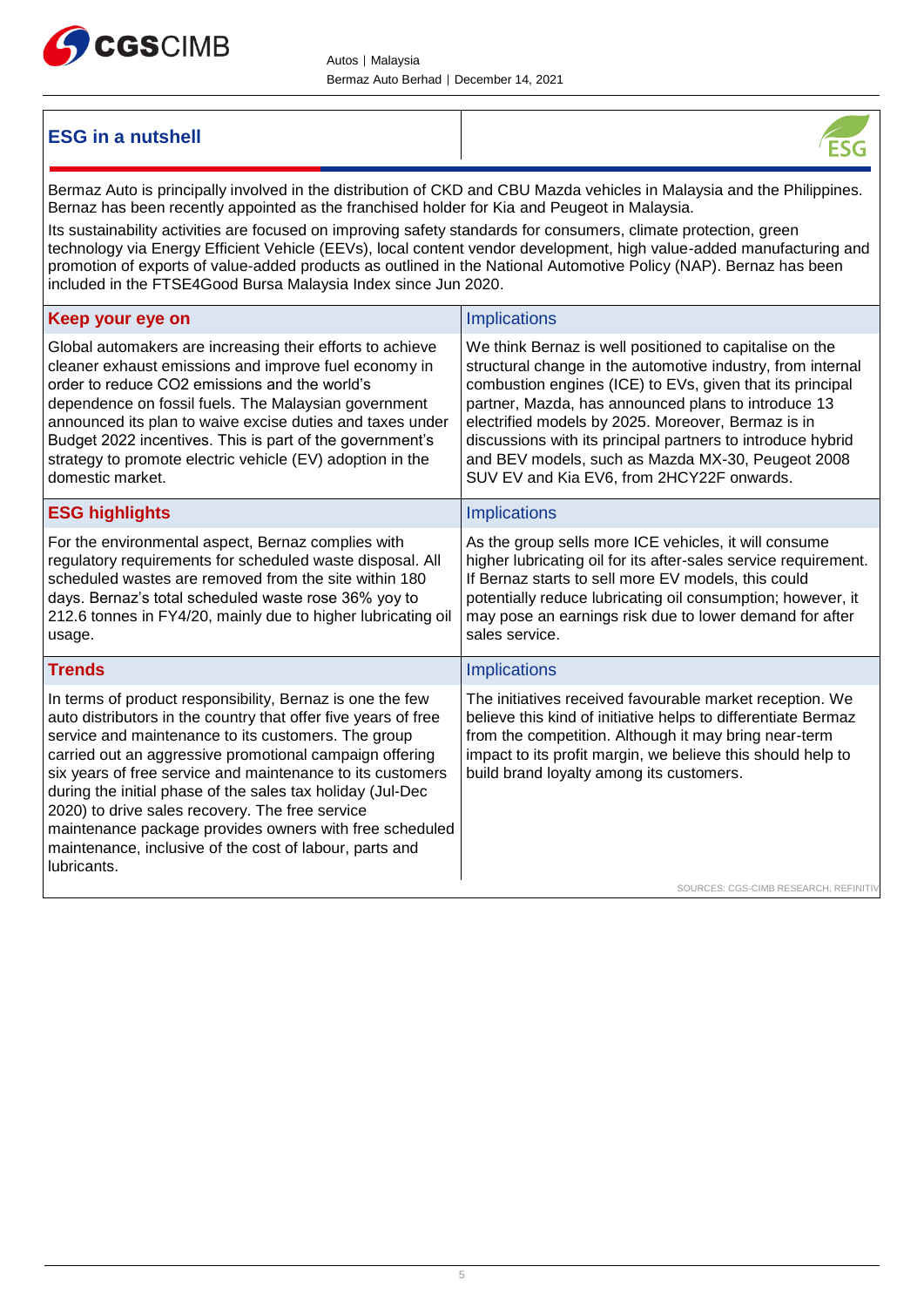## ESG in a nutshell

Bermaz Auto is principally involved in the distribution of CKD and CBU Mazda vehicles in Malaysia and the Philippines. Bernaz has been recently appointed as the franchised holder for Kia and Peugeot in Malaysia.

Its sustainability activities are focused on improving safety standards for consumers, climate protection, green technology via Energy Efficient Vehicle (EEVs), local content vendor development, high value-added manufacturing and promotion of exports of value-added products as outlined in the National Automotive Policy (NAP). Bernaz has been included in the FTSE4Good Bursa Malaysia Index since Jun 2020.

| Keep your eye on | Implications |
|---|---|
| Global automakers are increasing their efforts to achieve cleaner exhaust emissions and improve fuel economy in order to reduce CO2 emissions and the world's dependence on fossil fuels. The Malaysian government announced its plan to waive excise duties and taxes under Budget 2022 incentives. This is part of the government's strategy to promote electric vehicle (EV) adoption in the domestic market. | We think Bernaz is well positioned to capitalise on the structural change in the automotive industry, from internal combustion engines (ICE) to EVs, given that its principal partner, Mazda, has announced plans to introduce 13 electrified models by 2025. Moreover, Bermaz is in discussions with its principal partners to introduce hybrid and BEV models, such as Mazda MX-30, Peugeot 2008 SUV EV and Kia EV6, from 2HCY22F onwards. |

| ESG highlights | Implications |
|---|---|
| For the environmental aspect, Bernaz complies with regulatory requirements for scheduled waste disposal. All scheduled wastes are removed from the site within 180 days. Bernaz's total scheduled waste rose 36% yoy to 212.6 tonnes in FY4/20, mainly due to higher lubricating oil usage. | As the group sells more ICE vehicles, it will consume higher lubricating oil for its after-sales service requirement. If Bernaz starts to sell more EV models, this could potentially reduce lubricating oil consumption; however, it may pose an earnings risk due to lower demand for after sales service. |

| Trends | Implications |
|---|---|
| In terms of product responsibility, Bernaz is one the few auto distributors in the country that offer five years of free service and maintenance to its customers. The group carried out an aggressive promotional campaign offering six years of free service and maintenance to its customers during the initial phase of the sales tax holiday (Jul-Dec 2020) to drive sales recovery. The free service maintenance package provides owners with free scheduled maintenance, inclusive of the cost of labour, parts and lubricants. | The initiatives received favourable market reception. We believe this kind of initiative helps to differentiate Bermaz from the competition. Although it may bring near-term impact to its profit margin, we believe this should help to build brand loyalty among its customers. |

SOURCES: CGS-CIMB RESEARCH, REFINITIV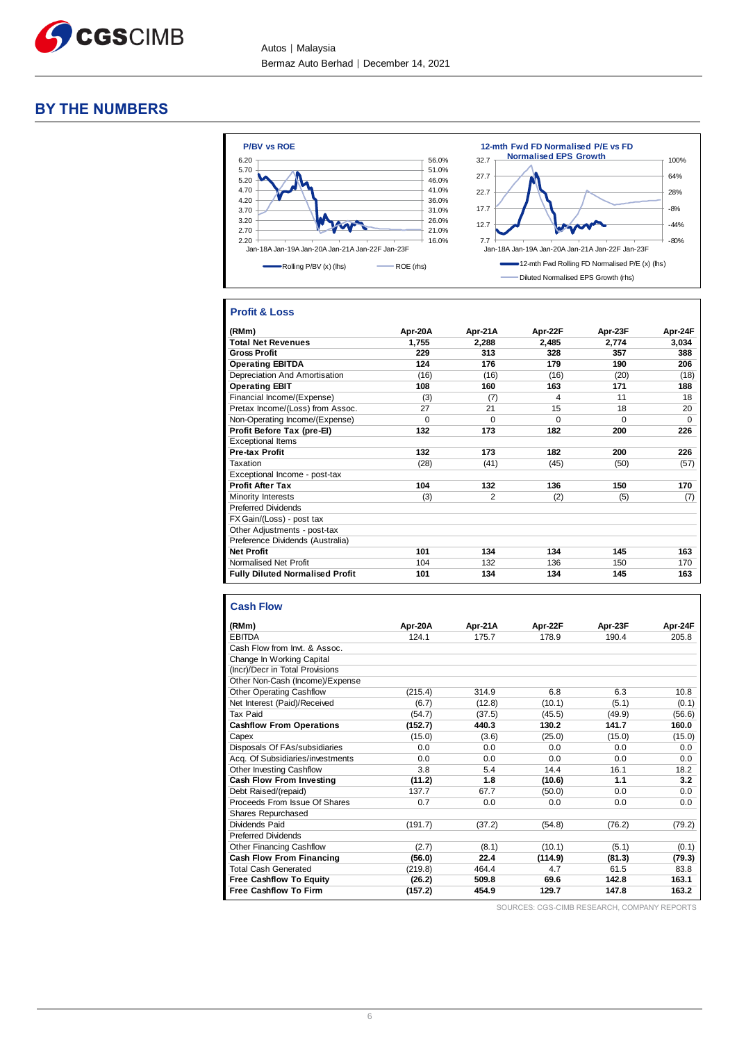# BY THE NUMBERS

**P/BV vs ROE**

Rolling P/BV (x) (lhs) — ROE (rhs)

**12-mth Fwd FD Normalised P/E vs FD Normalised EPS Growth**

12-mth Fwd Rolling FD Normalised P/E (x) (lhs) — Diluted Normalised EPS Growth (rhs)

## Profit & Loss

| (RMm) | Apr-20A | Apr-21A | Apr-22F | Apr-23F | Apr-24F |
|---|---|---|---|---|---|
| **Total Net Revenues** | 1,755 | 2,288 | 2,485 | 2,774 | 3,034 |
| **Gross Profit** | 229 | 313 | 328 | 357 | 388 |
| **Operating EBITDA** | 124 | 176 | 179 | 190 | 206 |
| Depreciation And Amortisation | (16) | (16) | (16) | (20) | (18) |
| **Operating EBIT** | 108 | 160 | 163 | 171 | 188 |
| Financial Income/(Expense) | (3) | (7) | 4 | 11 | 18 |
| Pretax Income/(Loss) from Assoc. | 27 | 21 | 15 | 18 | 20 |
| Non-Operating Income/(Expense) | 0 | 0 | 0 | 0 | 0 |
| **Profit Before Tax (pre-EI)** | 132 | 173 | 182 | 200 | 226 |
| Exceptional Items | | | | | |
| **Pre-tax Profit** | 132 | 173 | 182 | 200 | 226 |
| Taxation | (28) | (41) | (45) | (50) | (57) |
| Exceptional Income - post-tax | | | | | |
| **Profit After Tax** | 104 | 132 | 136 | 150 | 170 |
| Minority Interests | (3) | 2 | (2) | (5) | (7) |
| Preferred Dividends | | | | | |
| FX Gain/(Loss) - post tax | | | | | |
| Other Adjustments - post-tax | | | | | |
| Preference Dividends (Australia) | | | | | |
| **Net Profit** | 101 | 134 | 134 | 145 | 163 |
| Normalised Net Profit | 104 | 132 | 136 | 150 | 170 |
| **Fully Diluted Normalised Profit** | 101 | 134 | 134 | 145 | 163 |

## Cash Flow

| (RMm) | Apr-20A | Apr-21A | Apr-22F | Apr-23F | Apr-24F |
|---|---|---|---|---|---|
| EBITDA | 124.1 | 175.7 | 178.9 | 190.4 | 205.8 |
| Cash Flow from Invt. & Assoc. | | | | | |
| Change In Working Capital | | | | | |
| (Incr)/Decr in Total Provisions | | | | | |
| Other Non-Cash (Income)/Expense | | | | | |
| Other Operating Cashflow | (215.4) | 314.9 | 6.8 | 6.3 | 10.8 |
| Net Interest (Paid)/Received | (6.7) | (12.8) | (10.1) | (5.1) | (0.1) |
| Tax Paid | (54.7) | (37.5) | (45.5) | (49.9) | (56.6) |
| **Cashflow From Operations** | (152.7) | 440.3 | 130.2 | 141.7 | 160.0 |
| Capex | (15.0) | (3.6) | (25.0) | (15.0) | (15.0) |
| Disposals Of FAs/subsidiaries | 0.0 | 0.0 | 0.0 | 0.0 | 0.0 |
| Acq. Of Subsidiaries/investments | 0.0 | 0.0 | 0.0 | 0.0 | 0.0 |
| Other Investing Cashflow | 3.8 | 5.4 | 14.4 | 16.1 | 18.2 |
| **Cash Flow From Investing** | (11.2) | 1.8 | (10.6) | 1.1 | 3.2 |
| Debt Raised/(repaid) | 137.7 | 67.7 | (50.0) | 0.0 | 0.0 |
| Proceeds From Issue Of Shares | 0.7 | 0.0 | 0.0 | 0.0 | 0.0 |
| Shares Repurchased | | | | | |
| Dividends Paid | (191.7) | (37.2) | (54.8) | (76.2) | (79.2) |
| Preferred Dividends | | | | | |
| Other Financing Cashflow | (2.7) | (8.1) | (10.1) | (5.1) | (0.1) |
| **Cash Flow From Financing** | (56.0) | 22.4 | (114.9) | (81.3) | (79.3) |
| Total Cash Generated | (219.8) | 464.4 | 4.7 | 61.5 | 83.8 |
| **Free Cashflow To Equity** | (26.2) | 509.8 | 69.6 | 142.8 | 163.1 |
| **Free Cashflow To Firm** | (157.2) | 454.9 | 129.7 | 147.8 | 163.2 |

SOURCES: CGS-CIMB RESEARCH, COMPANY REPORTS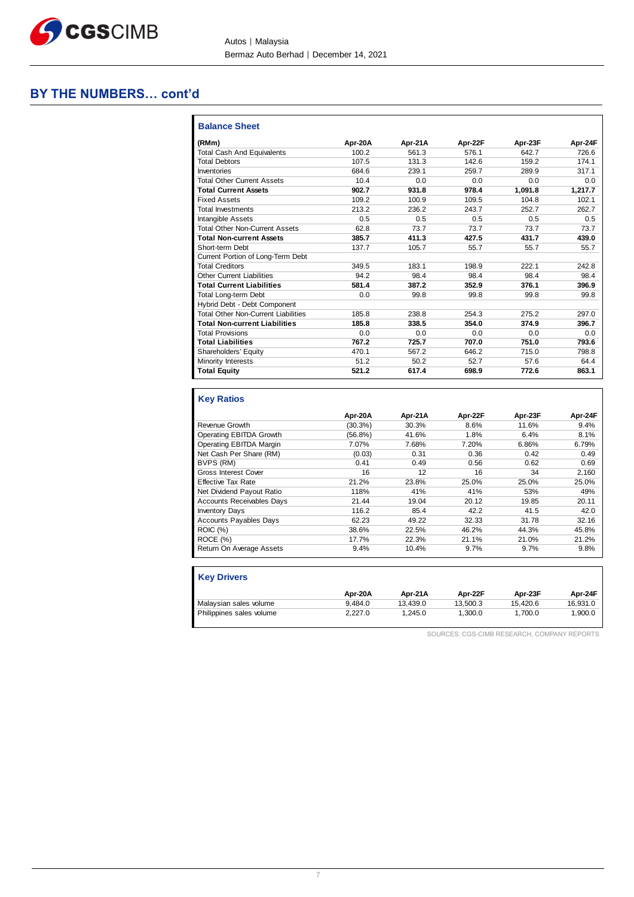## BY THE NUMBERS… cont'd

### Balance Sheet

| (RMm) | Apr-20A | Apr-21A | Apr-22F | Apr-23F | Apr-24F |
|---|---|---|---|---|---|
| Total Cash And Equivalents | 100.2 | 561.3 | 576.1 | 642.7 | 726.6 |
| Total Debtors | 107.5 | 131.3 | 142.6 | 159.2 | 174.1 |
| Inventories | 684.6 | 239.1 | 259.7 | 289.9 | 317.1 |
| Total Other Current Assets | 10.4 | 0.0 | 0.0 | 0.0 | 0.0 |
| **Total Current Assets** | **902.7** | **931.8** | **978.4** | **1,091.8** | **1,217.7** |
| Fixed Assets | 109.2 | 100.9 | 109.5 | 104.8 | 102.1 |
| Total Investments | 213.2 | 236.2 | 243.7 | 252.7 | 262.7 |
| Intangible Assets | 0.5 | 0.5 | 0.5 | 0.5 | 0.5 |
| Total Other Non-Current Assets | 62.8 | 73.7 | 73.7 | 73.7 | 73.7 |
| **Total Non-current Assets** | **385.7** | **411.3** | **427.5** | **431.7** | **439.0** |
| Short-term Debt | 137.7 | 105.7 | 55.7 | 55.7 | 55.7 |
| Current Portion of Long-Term Debt | | | | | |
| Total Creditors | 349.5 | 183.1 | 198.9 | 222.1 | 242.8 |
| Other Current Liabilities | 94.2 | 98.4 | 98.4 | 98.4 | 98.4 |
| **Total Current Liabilities** | **581.4** | **387.2** | **352.9** | **376.1** | **396.9** |
| Total Long-term Debt | 0.0 | 99.8 | 99.8 | 99.8 | 99.8 |
| Hybrid Debt - Debt Component | | | | | |
| Total Other Non-Current Liabilities | 185.8 | 238.8 | 254.3 | 275.2 | 297.0 |
| **Total Non-current Liabilities** | **185.8** | **338.5** | **354.0** | **374.9** | **396.7** |
| Total Provisions | 0.0 | 0.0 | 0.0 | 0.0 | 0.0 |
| **Total Liabilities** | **767.2** | **725.7** | **707.0** | **751.0** | **793.6** |
| Shareholders' Equity | 470.1 | 567.2 | 646.2 | 715.0 | 798.8 |
| Minority Interests | 51.2 | 50.2 | 52.7 | 57.6 | 64.4 |
| **Total Equity** | **521.2** | **617.4** | **698.9** | **772.6** | **863.1** |

### Key Ratios

| | Apr-20A | Apr-21A | Apr-22F | Apr-23F | Apr-24F |
|---|---|---|---|---|---|
| Revenue Growth | (30.3%) | 30.3% | 8.6% | 11.6% | 9.4% |
| Operating EBITDA Growth | (56.8%) | 41.6% | 1.8% | 6.4% | 8.1% |
| Operating EBITDA Margin | 7.07% | 7.68% | 7.20% | 6.86% | 6.79% |
| Net Cash Per Share (RM) | (0.03) | 0.31 | 0.36 | 0.42 | 0.49 |
| BVPS (RM) | 0.41 | 0.49 | 0.56 | 0.62 | 0.69 |
| Gross Interest Cover | 16 | 12 | 16 | 34 | 2,160 |
| Effective Tax Rate | 21.2% | 23.8% | 25.0% | 25.0% | 25.0% |
| Net Dividend Payout Ratio | 118% | 41% | 41% | 53% | 49% |
| Accounts Receivables Days | 21.44 | 19.04 | 20.12 | 19.85 | 20.11 |
| Inventory Days | 116.2 | 85.4 | 42.2 | 41.5 | 42.0 |
| Accounts Payables Days | 62.23 | 49.22 | 32.33 | 31.78 | 32.16 |
| ROIC (%) | 38.6% | 22.5% | 46.2% | 44.3% | 45.8% |
| ROCE (%) | 17.7% | 22.3% | 21.1% | 21.0% | 21.2% |
| Return On Average Assets | 9.4% | 10.4% | 9.7% | 9.7% | 9.8% |

### Key Drivers

| | Apr-20A | Apr-21A | Apr-22F | Apr-23F | Apr-24F |
|---|---|---|---|---|---|
| Malaysian sales volume | 9,484.0 | 13,439.0 | 13,500.3 | 15,420.6 | 16,931.0 |
| Philippines sales volume | 2,227.0 | 1,245.0 | 1,300.0 | 1,700.0 | 1,900.0 |

SOURCES: CGS-CIMB RESEARCH, COMPANY REPORTS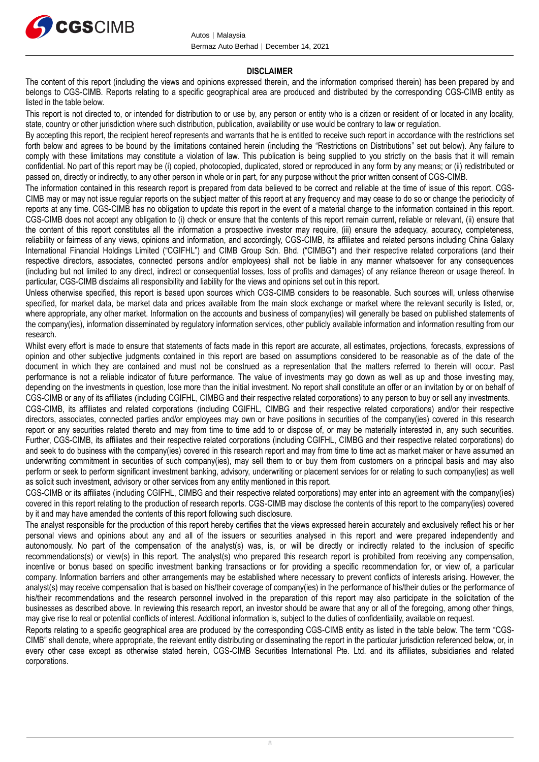## DISCLAIMER

The content of this report (including the views and opinions expressed therein, and the information comprised therein) has been prepared by and belongs to CGS-CIMB. Reports relating to a specific geographical area are produced and distributed by the corresponding CGS-CIMB entity as listed in the table below.

This report is not directed to, or intended for distribution to or use by, any person or entity who is a citizen or resident of or located in any locality, state, country or other jurisdiction where such distribution, publication, availability or use would be contrary to law or regulation.

By accepting this report, the recipient hereof represents and warrants that he is entitled to receive such report in accordance with the restrictions set forth below and agrees to be bound by the limitations contained herein (including the "Restrictions on Distributions" set out below). Any failure to comply with these limitations may constitute a violation of law. This publication is being supplied to you strictly on the basis that it will remain confidential. No part of this report may be (i) copied, photocopied, duplicated, stored or reproduced in any form by any means; or (ii) redistributed or passed on, directly or indirectly, to any other person in whole or in part, for any purpose without the prior written consent of CGS-CIMB.

The information contained in this research report is prepared from data believed to be correct and reliable at the time of issue of this report. CGS-CIMB may or may not issue regular reports on the subject matter of this report at any frequency and may cease to do so or change the periodicity of reports at any time. CGS-CIMB has no obligation to update this report in the event of a material change to the information contained in this report. CGS-CIMB does not accept any obligation to (i) check or ensure that the contents of this report remain current, reliable or relevant, (ii) ensure that the content of this report constitutes all the information a prospective investor may require, (iii) ensure the adequacy, accuracy, completeness, reliability or fairness of any views, opinions and information, and accordingly, CGS-CIMB, its affiliates and related persons including China Galaxy International Financial Holdings Limited ("CGIFHL") and CIMB Group Sdn. Bhd. ("CIMBG") and their respective related corporations (and their respective directors, associates, connected persons and/or employees) shall not be liable in any manner whatsoever for any consequences (including but not limited to any direct, indirect or consequential losses, loss of profits and damages) of any reliance thereon or usage thereof. In particular, CGS-CIMB disclaims all responsibility and liability for the views and opinions set out in this report.

Unless otherwise specified, this report is based upon sources which CGS-CIMB considers to be reasonable. Such sources will, unless otherwise specified, for market data, be market data and prices available from the main stock exchange or market where the relevant security is listed, or, where appropriate, any other market. Information on the accounts and business of company(ies) will generally be based on published statements of the company(ies), information disseminated by regulatory information services, other publicly available information and information resulting from our research.

Whilst every effort is made to ensure that statements of facts made in this report are accurate, all estimates, projections, forecasts, expressions of opinion and other subjective judgments contained in this report are based on assumptions considered to be reasonable as of the date of the document in which they are contained and must not be construed as a representation that the matters referred to therein will occur. Past performance is not a reliable indicator of future performance. The value of investments may go down as well as up and those investing may, depending on the investments in question, lose more than the initial investment. No report shall constitute an offer or an invitation by or on behalf of CGS-CIMB or any of its affiliates (including CGIFHL, CIMBG and their respective related corporations) to any person to buy or sell any investments.

CGS-CIMB, its affiliates and related corporations (including CGIFHL, CIMBG and their respective related corporations) and/or their respective directors, associates, connected parties and/or employees may own or have positions in securities of the company(ies) covered in this research report or any securities related thereto and may from time to time add to or dispose of, or may be materially interested in, any such securities. Further, CGS-CIMB, its affiliates and their respective related corporations (including CGIFHL, CIMBG and their respective related corporations) do and seek to do business with the company(ies) covered in this research report and may from time to time act as market maker or have assumed an underwriting commitment in securities of such company(ies), may sell them to or buy them from customers on a principal basis and may also perform or seek to perform significant investment banking, advisory, underwriting or placement services for or relating to such company(ies) as well as solicit such investment, advisory or other services from any entity mentioned in this report.

CGS-CIMB or its affiliates (including CGIFHL, CIMBG and their respective related corporations) may enter into an agreement with the company(ies) covered in this report relating to the production of research reports. CGS-CIMB may disclose the contents of this report to the company(ies) covered by it and may have amended the contents of this report following such disclosure.

The analyst responsible for the production of this report hereby certifies that the views expressed herein accurately and exclusively reflect his or her personal views and opinions about any and all of the issuers or securities analysed in this report and were prepared independently and autonomously. No part of the compensation of the analyst(s) was, is, or will be directly or indirectly related to the inclusion of specific recommendations(s) or view(s) in this report. The analyst(s) who prepared this research report is prohibited from receiving any compensation, incentive or bonus based on specific investment banking transactions or for providing a specific recommendation for, or view of, a particular company. Information barriers and other arrangements may be established where necessary to prevent conflicts of interests arising. However, the analyst(s) may receive compensation that is based on his/their coverage of company(ies) in the performance of his/their duties or the performance of his/their recommendations and the research personnel involved in the preparation of this report may also participate in the solicitation of the businesses as described above. In reviewing this research report, an investor should be aware that any or all of the foregoing, among other things, may give rise to real or potential conflicts of interest. Additional information is, subject to the duties of confidentiality, available on request.

Reports relating to a specific geographical area are produced by the corresponding CGS-CIMB entity as listed in the table below. The term "CGS-CIMB" shall denote, where appropriate, the relevant entity distributing or disseminating the report in the particular jurisdiction referenced below, or, in every other case except as otherwise stated herein, CGS-CIMB Securities International Pte. Ltd. and its affiliates, subsidiaries and related corporations.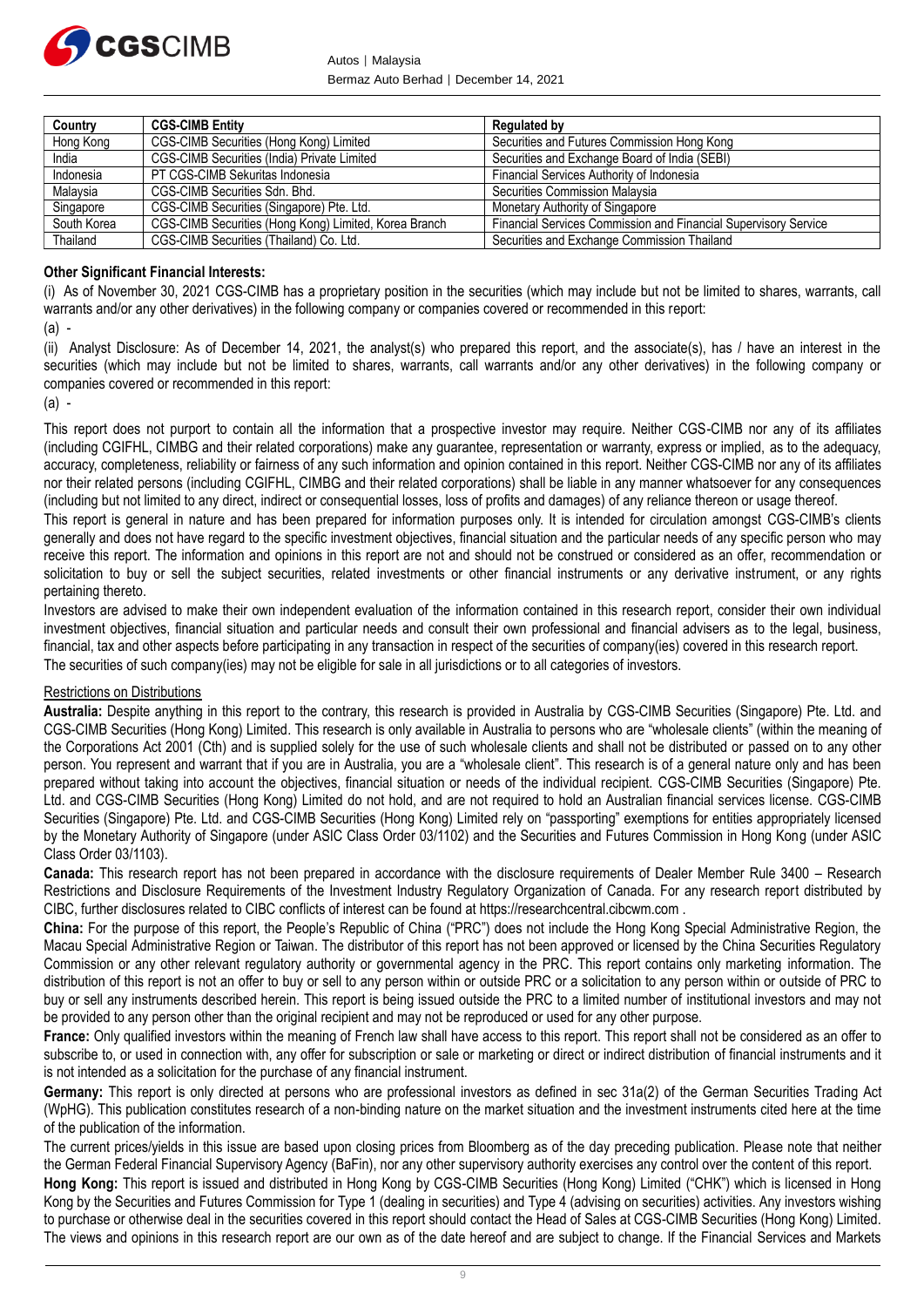| Country | CGS-CIMB Entity | Regulated by |
| --- | --- | --- |
| Hong Kong | CGS-CIMB Securities (Hong Kong) Limited | Securities and Futures Commission Hong Kong |
| India | CGS-CIMB Securities (India) Private Limited | Securities and Exchange Board of India (SEBI) |
| Indonesia | PT CGS-CIMB Sekuritas Indonesia | Financial Services Authority of Indonesia |
| Malaysia | CGS-CIMB Securities Sdn. Bhd. | Securities Commission Malaysia |
| Singapore | CGS-CIMB Securities (Singapore) Pte. Ltd. | Monetary Authority of Singapore |
| South Korea | CGS-CIMB Securities (Hong Kong) Limited, Korea Branch | Financial Services Commission and Financial Supervisory Service |
| Thailand | CGS-CIMB Securities (Thailand) Co. Ltd. | Securities and Exchange Commission Thailand |

**Other Significant Financial Interests:**

(i) As of November 30, 2021 CGS-CIMB has a proprietary position in the securities (which may include but not be limited to shares, warrants, call warrants and/or any other derivatives) in the following company or companies covered or recommended in this report:

(a) -

(ii) Analyst Disclosure: As of December 14, 2021, the analyst(s) who prepared this report, and the associate(s), has / have an interest in the securities (which may include but not be limited to shares, warrants, call warrants and/or any other derivatives) in the following company or companies covered or recommended in this report:

(a) -

This report does not purport to contain all the information that a prospective investor may require. Neither CGS-CIMB nor any of its affiliates (including CGIFHL, CIMBG and their related corporations) make any guarantee, representation or warranty, express or implied, as to the adequacy, accuracy, completeness, reliability or fairness of any such information and opinion contained in this report. Neither CGS-CIMB nor any of its affiliates nor their related persons (including CGIFHL, CIMBG and their related corporations) shall be liable in any manner whatsoever for any consequences (including but not limited to any direct, indirect or consequential losses, loss of profits and damages) of any reliance thereon or usage thereof.

This report is general in nature and has been prepared for information purposes only. It is intended for circulation amongst CGS-CIMB's clients generally and does not have regard to the specific investment objectives, financial situation and the particular needs of any specific person who may receive this report. The information and opinions in this report are not and should not be construed or considered as an offer, recommendation or solicitation to buy or sell the subject securities, related investments or other financial instruments or any derivative instrument, or any rights pertaining thereto.

Investors are advised to make their own independent evaluation of the information contained in this research report, consider their own individual investment objectives, financial situation and particular needs and consult their own professional and financial advisers as to the legal, business, financial, tax and other aspects before participating in any transaction in respect of the securities of company(ies) covered in this research report.

The securities of such company(ies) may not be eligible for sale in all jurisdictions or to all categories of investors.

Restrictions on Distributions

**Australia:** Despite anything in this report to the contrary, this research is provided in Australia by CGS-CIMB Securities (Singapore) Pte. Ltd. and CGS-CIMB Securities (Hong Kong) Limited. This research is only available in Australia to persons who are "wholesale clients" (within the meaning of the Corporations Act 2001 (Cth) and is supplied solely for the use of such wholesale clients and shall not be distributed or passed on to any other person. You represent and warrant that if you are in Australia, you are a "wholesale client". This research is of a general nature only and has been prepared without taking into account the objectives, financial situation or needs of the individual recipient. CGS-CIMB Securities (Singapore) Pte. Ltd. and CGS-CIMB Securities (Hong Kong) Limited do not hold, and are not required to hold an Australian financial services license. CGS-CIMB Securities (Singapore) Pte. Ltd. and CGS-CIMB Securities (Hong Kong) Limited rely on "passporting" exemptions for entities appropriately licensed by the Monetary Authority of Singapore (under ASIC Class Order 03/1102) and the Securities and Futures Commission in Hong Kong (under ASIC Class Order 03/1103).

**Canada:** This research report has not been prepared in accordance with the disclosure requirements of Dealer Member Rule 3400 – Research Restrictions and Disclosure Requirements of the Investment Industry Regulatory Organization of Canada. For any research report distributed by CIBC, further disclosures related to CIBC conflicts of interest can be found at https://researchcentral.cibcwm.com .

**China:** For the purpose of this report, the People's Republic of China ("PRC") does not include the Hong Kong Special Administrative Region, the Macau Special Administrative Region or Taiwan. The distributor of this report has not been approved or licensed by the China Securities Regulatory Commission or any other relevant regulatory authority or governmental agency in the PRC. This report contains only marketing information. The distribution of this report is not an offer to buy or sell to any person within or outside PRC or a solicitation to any person within or outside of PRC to buy or sell any instruments described herein. This report is being issued outside the PRC to a limited number of institutional investors and may not be provided to any person other than the original recipient and may not be reproduced or used for any other purpose.

**France:** Only qualified investors within the meaning of French law shall have access to this report. This report shall not be considered as an offer to subscribe to, or used in connection with, any offer for subscription or sale or marketing or direct or indirect distribution of financial instruments and it is not intended as a solicitation for the purchase of any financial instrument.

**Germany:** This report is only directed at persons who are professional investors as defined in sec 31a(2) of the German Securities Trading Act (WpHG). This publication constitutes research of a non-binding nature on the market situation and the investment instruments cited here at the time of the publication of the information.

The current prices/yields in this issue are based upon closing prices from Bloomberg as of the day preceding publication. Please note that neither the German Federal Financial Supervisory Agency (BaFin), nor any other supervisory authority exercises any control over the content of this report.

**Hong Kong:** This report is issued and distributed in Hong Kong by CGS-CIMB Securities (Hong Kong) Limited ("CHK") which is licensed in Hong Kong by the Securities and Futures Commission for Type 1 (dealing in securities) and Type 4 (advising on securities) activities. Any investors wishing to purchase or otherwise deal in the securities covered in this report should contact the Head of Sales at CGS-CIMB Securities (Hong Kong) Limited. The views and opinions in this research report are our own as of the date hereof and are subject to change. If the Financial Services and Markets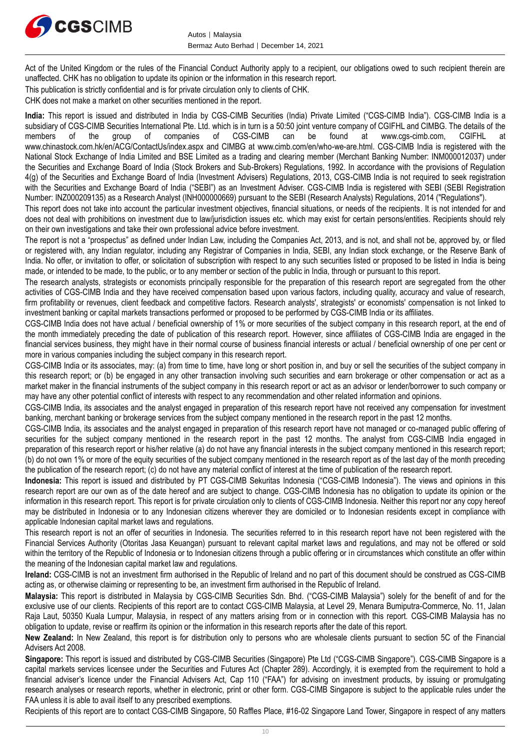Act of the United Kingdom or the rules of the Financial Conduct Authority apply to a recipient, our obligations owed to such recipient therein are unaffected. CHK has no obligation to update its opinion or the information in this research report.

This publication is strictly confidential and is for private circulation only to clients of CHK.

CHK does not make a market on other securities mentioned in the report.

**India:** This report is issued and distributed in India by CGS-CIMB Securities (India) Private Limited ("CGS-CIMB India"). CGS-CIMB India is a subsidiary of CGS-CIMB Securities International Pte. Ltd. which is in turn is a 50:50 joint venture company of CGIFHL and CIMBG. The details of the members of the group of companies of CGS-CIMB can be found at www.cgs-cimb.com, CGIFHL at www.chinastock.com.hk/en/ACG/ContactUs/index.aspx and CIMBG at www.cimb.com/en/who-we-are.html. CGS-CIMB India is registered with the National Stock Exchange of India Limited and BSE Limited as a trading and clearing member (Merchant Banking Number: INM000012037) under the Securities and Exchange Board of India (Stock Brokers and Sub-Brokers) Regulations, 1992. In accordance with the provisions of Regulation 4(g) of the Securities and Exchange Board of India (Investment Advisers) Regulations, 2013, CGS-CIMB India is not required to seek registration with the Securities and Exchange Board of India ("SEBI") as an Investment Adviser. CGS-CIMB India is registered with SEBI (SEBI Registration Number: INZ000209135) as a Research Analyst (INH000000669) pursuant to the SEBI (Research Analysts) Regulations, 2014 ("Regulations").

This report does not take into account the particular investment objectives, financial situations, or needs of the recipients. It is not intended for and does not deal with prohibitions on investment due to law/jurisdiction issues etc. which may exist for certain persons/entities. Recipients should rely on their own investigations and take their own professional advice before investment.

The report is not a "prospectus" as defined under Indian Law, including the Companies Act, 2013, and is not, and shall not be, approved by, or filed or registered with, any Indian regulator, including any Registrar of Companies in India, SEBI, any Indian stock exchange, or the Reserve Bank of India. No offer, or invitation to offer, or solicitation of subscription with respect to any such securities listed or proposed to be listed in India is being made, or intended to be made, to the public, or to any member or section of the public in India, through or pursuant to this report.

The research analysts, strategists or economists principally responsible for the preparation of this research report are segregated from the other activities of CGS-CIMB India and they have received compensation based upon various factors, including quality, accuracy and value of research, firm profitability or revenues, client feedback and competitive factors. Research analysts', strategists' or economists' compensation is not linked to investment banking or capital markets transactions performed or proposed to be performed by CGS-CIMB India or its affiliates.

CGS-CIMB India does not have actual / beneficial ownership of 1% or more securities of the subject company in this research report, at the end of the month immediately preceding the date of publication of this research report. However, since affiliates of CGS-CIMB India are engaged in the financial services business, they might have in their normal course of business financial interests or actual / beneficial ownership of one per cent or more in various companies including the subject company in this research report.

CGS-CIMB India or its associates, may: (a) from time to time, have long or short position in, and buy or sell the securities of the subject company in this research report; or (b) be engaged in any other transaction involving such securities and earn brokerage or other compensation or act as a market maker in the financial instruments of the subject company in this research report or act as an advisor or lender/borrower to such company or may have any other potential conflict of interests with respect to any recommendation and other related information and opinions.

CGS-CIMB India, its associates and the analyst engaged in preparation of this research report have not received any compensation for investment banking, merchant banking or brokerage services from the subject company mentioned in the research report in the past 12 months.

CGS-CIMB India, its associates and the analyst engaged in preparation of this research report have not managed or co-managed public offering of securities for the subject company mentioned in the research report in the past 12 months. The analyst from CGS-CIMB India engaged in preparation of this research report or his/her relative (a) do not have any financial interests in the subject company mentioned in this research report; (b) do not own 1% or more of the equity securities of the subject company mentioned in the research report as of the last day of the month preceding the publication of the research report; (c) do not have any material conflict of interest at the time of publication of the research report.

**Indonesia:** This report is issued and distributed by PT CGS-CIMB Sekuritas Indonesia ("CGS-CIMB Indonesia"). The views and opinions in this research report are our own as of the date hereof and are subject to change. CGS-CIMB Indonesia has no obligation to update its opinion or the information in this research report. This report is for private circulation only to clients of CGS-CIMB Indonesia. Neither this report nor any copy hereof may be distributed in Indonesia or to any Indonesian citizens wherever they are domiciled or to Indonesian residents except in compliance with applicable Indonesian capital market laws and regulations.

This research report is not an offer of securities in Indonesia. The securities referred to in this research report have not been registered with the Financial Services Authority (Otoritas Jasa Keuangan) pursuant to relevant capital market laws and regulations, and may not be offered or sold within the territory of the Republic of Indonesia or to Indonesian citizens through a public offering or in circumstances which constitute an offer within the meaning of the Indonesian capital market law and regulations.

**Ireland:** CGS-CIMB is not an investment firm authorised in the Republic of Ireland and no part of this document should be construed as CGS-CIMB acting as, or otherwise claiming or representing to be, an investment firm authorised in the Republic of Ireland.

**Malaysia:** This report is distributed in Malaysia by CGS-CIMB Securities Sdn. Bhd. ("CGS-CIMB Malaysia") solely for the benefit of and for the exclusive use of our clients. Recipients of this report are to contact CGS-CIMB Malaysia, at Level 29, Menara Bumiputra-Commerce, No. 11, Jalan Raja Laut, 50350 Kuala Lumpur, Malaysia, in respect of any matters arising from or in connection with this report. CGS-CIMB Malaysia has no obligation to update, revise or reaffirm its opinion or the information in this research reports after the date of this report.

**New Zealand:** In New Zealand, this report is for distribution only to persons who are wholesale clients pursuant to section 5C of the Financial Advisers Act 2008.

**Singapore:** This report is issued and distributed by CGS-CIMB Securities (Singapore) Pte Ltd ("CGS-CIMB Singapore"). CGS-CIMB Singapore is a capital markets services licensee under the Securities and Futures Act (Chapter 289). Accordingly, it is exempted from the requirement to hold a financial adviser's licence under the Financial Advisers Act, Cap 110 ("FAA") for advising on investment products, by issuing or promulgating research analyses or research reports, whether in electronic, print or other form. CGS-CIMB Singapore is subject to the applicable rules under the FAA unless it is able to avail itself to any prescribed exemptions.

Recipients of this report are to contact CGS-CIMB Singapore, 50 Raffles Place, #16-02 Singapore Land Tower, Singapore in respect of any matters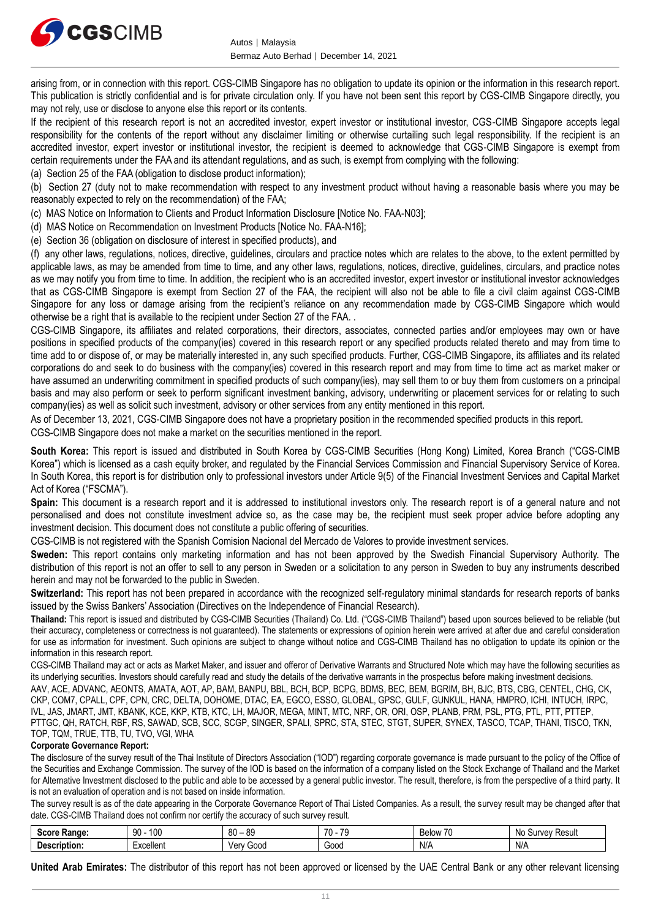arising from, or in connection with this report. CGS-CIMB Singapore has no obligation to update its opinion or the information in this research report. This publication is strictly confidential and is for private circulation only. If you have not been sent this report by CGS-CIMB Singapore directly, you may not rely, use or disclose to anyone else this report or its contents.

If the recipient of this research report is not an accredited investor, expert investor or institutional investor, CGS-CIMB Singapore accepts legal responsibility for the contents of the report without any disclaimer limiting or otherwise curtailing such legal responsibility. If the recipient is an accredited investor, expert investor or institutional investor, the recipient is deemed to acknowledge that CGS-CIMB Singapore is exempt from certain requirements under the FAA and its attendant regulations, and as such, is exempt from complying with the following:

(a) Section 25 of the FAA (obligation to disclose product information);

(b) Section 27 (duty not to make recommendation with respect to any investment product without having a reasonable basis where you may be reasonably expected to rely on the recommendation) of the FAA;

(c) MAS Notice on Information to Clients and Product Information Disclosure [Notice No. FAA-N03];

(d) MAS Notice on Recommendation on Investment Products [Notice No. FAA-N16];

(e) Section 36 (obligation on disclosure of interest in specified products), and

(f) any other laws, regulations, notices, directive, guidelines, circulars and practice notes which are relates to the above, to the extent permitted by applicable laws, as may be amended from time to time, and any other laws, regulations, notices, directive, guidelines, circulars, and practice notes as we may notify you from time to time. In addition, the recipient who is an accredited investor, expert investor or institutional investor acknowledges that as CGS-CIMB Singapore is exempt from Section 27 of the FAA, the recipient will also not be able to file a civil claim against CGS-CIMB Singapore for any loss or damage arising from the recipient's reliance on any recommendation made by CGS-CIMB Singapore which would otherwise be a right that is available to the recipient under Section 27 of the FAA. .

CGS-CIMB Singapore, its affiliates and related corporations, their directors, associates, connected parties and/or employees may own or have positions in specified products of the company(ies) covered in this research report or any specified products related thereto and may from time to time add to or dispose of, or may be materially interested in, any such specified products. Further, CGS-CIMB Singapore, its affiliates and its related corporations do and seek to do business with the company(ies) covered in this research report and may from time to time act as market maker or have assumed an underwriting commitment in specified products of such company(ies), may sell them to or buy them from customers on a principal basis and may also perform or seek to perform significant investment banking, advisory, underwriting or placement services for or relating to such company(ies) as well as solicit such investment, advisory or other services from any entity mentioned in this report.

As of December 13, 2021, CGS-CIMB Singapore does not have a proprietary position in the recommended specified products in this report.

CGS-CIMB Singapore does not make a market on the securities mentioned in the report.

**South Korea:** This report is issued and distributed in South Korea by CGS-CIMB Securities (Hong Kong) Limited, Korea Branch ("CGS-CIMB Korea") which is licensed as a cash equity broker, and regulated by the Financial Services Commission and Financial Supervisory Service of Korea. In South Korea, this report is for distribution only to professional investors under Article 9(5) of the Financial Investment Services and Capital Market Act of Korea ("FSCMA").

**Spain:** This document is a research report and it is addressed to institutional investors only. The research report is of a general nature and not personalised and does not constitute investment advice so, as the case may be, the recipient must seek proper advice before adopting any investment decision. This document does not constitute a public offering of securities.

CGS-CIMB is not registered with the Spanish Comision Nacional del Mercado de Valores to provide investment services.

**Sweden:** This report contains only marketing information and has not been approved by the Swedish Financial Supervisory Authority. The distribution of this report is not an offer to sell to any person in Sweden or a solicitation to any person in Sweden to buy any instruments described herein and may not be forwarded to the public in Sweden.

**Switzerland:** This report has not been prepared in accordance with the recognized self-regulatory minimal standards for research reports of banks issued by the Swiss Bankers' Association (Directives on the Independence of Financial Research).

**Thailand:** This report is issued and distributed by CGS-CIMB Securities (Thailand) Co. Ltd. ("CGS-CIMB Thailand") based upon sources believed to be reliable (but their accuracy, completeness or correctness is not guaranteed). The statements or expressions of opinion herein were arrived at after due and careful consideration for use as information for investment. Such opinions are subject to change without notice and CGS-CIMB Thailand has no obligation to update its opinion or the information in this research report.

CGS-CIMB Thailand may act or acts as Market Maker, and issuer and offeror of Derivative Warrants and Structured Note which may have the following securities as its underlying securities. Investors should carefully read and study the details of the derivative warrants in the prospectus before making investment decisions.

AAV, ACE, ADVANC, AEONTS, AMATA, AOT, AP, BAM, BANPU, BBL, BCH, BCP, BCPG, BDMS, BEC, BEM, BGRIM, BH, BJC, BTS, CBG, CENTEL, CHG, CK, CKP, COM7, CPALL, CPF, CPN, CRC, DELTA, DOHOME, DTAC, EA, EGCO, ESSO, GLOBAL, GPSC, GULF, GUNKUL, HANA, HMPRO, ICHI, INTUCH, IRPC, IVL, JAS, JMART, JMT, KBANK, KCE, KKP, KTB, KTC, LH, MAJOR, MEGA, MINT, MTC, NRF, OR, ORI, OSP, PLANB, PRM, PSL, PTG, PTL, PTT, PTTEP, PTTGC, QH, RATCH, RBF, RS, SAWAD, SCB, SCC, SCGP, SINGER, SPALI, SPRC, STA, STEC, STGT, SUPER, SYNEX, TASCO, TCAP, THANI, TISCO, TKN, TOP, TQM, TRUE, TTB, TU, TVO, VGI, WHA

**Corporate Governance Report:**

The disclosure of the survey result of the Thai Institute of Directors Association ("IOD") regarding corporate governance is made pursuant to the policy of the Office of the Securities and Exchange Commission. The survey of the IOD is based on the information of a company listed on the Stock Exchange of Thailand and the Market for Alternative Investment disclosed to the public and able to be accessed by a general public investor. The result, therefore, is from the perspective of a third party. It is not an evaluation of operation and is not based on inside information.

The survey result is as of the date appearing in the Corporate Governance Report of Thai Listed Companies. As a result, the survey result may be changed after that date. CGS-CIMB Thailand does not confirm nor certify the accuracy of such survey result.

| **Score Range:** | 90 - 100 | 80 – 89 | 70 - 79 | Below 70 | No Survey Result |
|---|---|---|---|---|---|
| **Description:** | Excellent | Very Good | Good | N/A | N/A |

**United Arab Emirates:** The distributor of this report has not been approved or licensed by the UAE Central Bank or any other relevant licensing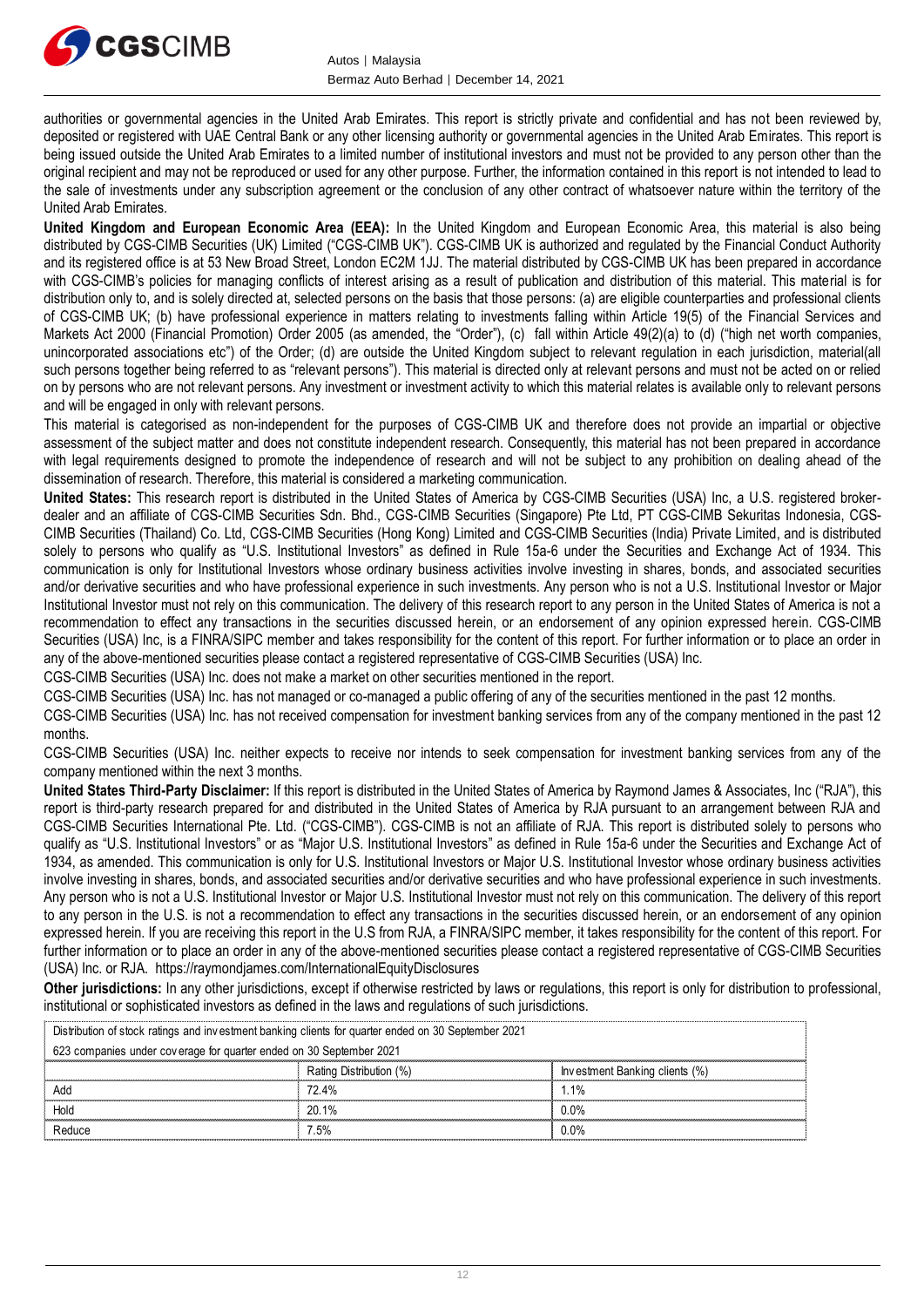authorities or governmental agencies in the United Arab Emirates. This report is strictly private and confidential and has not been reviewed by, deposited or registered with UAE Central Bank or any other licensing authority or governmental agencies in the United Arab Emirates. This report is being issued outside the United Arab Emirates to a limited number of institutional investors and must not be provided to any person other than the original recipient and may not be reproduced or used for any other purpose. Further, the information contained in this report is not intended to lead to the sale of investments under any subscription agreement or the conclusion of any other contract of whatsoever nature within the territory of the United Arab Emirates.

**United Kingdom and European Economic Area (EEA):** In the United Kingdom and European Economic Area, this material is also being distributed by CGS-CIMB Securities (UK) Limited ("CGS-CIMB UK"). CGS-CIMB UK is authorized and regulated by the Financial Conduct Authority and its registered office is at 53 New Broad Street, London EC2M 1JJ. The material distributed by CGS-CIMB UK has been prepared in accordance with CGS-CIMB's policies for managing conflicts of interest arising as a result of publication and distribution of this material. This material is for distribution only to, and is solely directed at, selected persons on the basis that those persons: (a) are eligible counterparties and professional clients of CGS-CIMB UK; (b) have professional experience in matters relating to investments falling within Article 19(5) of the Financial Services and Markets Act 2000 (Financial Promotion) Order 2005 (as amended, the "Order"), (c) fall within Article 49(2)(a) to (d) ("high net worth companies, unincorporated associations etc") of the Order; (d) are outside the United Kingdom subject to relevant regulation in each jurisdiction, material(all such persons together being referred to as "relevant persons"). This material is directed only at relevant persons and must not be acted on or relied on by persons who are not relevant persons. Any investment or investment activity to which this material relates is available only to relevant persons and will be engaged in only with relevant persons.

This material is categorised as non-independent for the purposes of CGS-CIMB UK and therefore does not provide an impartial or objective assessment of the subject matter and does not constitute independent research. Consequently, this material has not been prepared in accordance with legal requirements designed to promote the independence of research and will not be subject to any prohibition on dealing ahead of the dissemination of research. Therefore, this material is considered a marketing communication.

**United States:** This research report is distributed in the United States of America by CGS-CIMB Securities (USA) Inc, a U.S. registered broker-dealer and an affiliate of CGS-CIMB Securities Sdn. Bhd., CGS-CIMB Securities (Singapore) Pte Ltd, PT CGS-CIMB Sekuritas Indonesia, CGS-CIMB Securities (Thailand) Co. Ltd, CGS-CIMB Securities (Hong Kong) Limited and CGS-CIMB Securities (India) Private Limited, and is distributed solely to persons who qualify as "U.S. Institutional Investors" as defined in Rule 15a-6 under the Securities and Exchange Act of 1934. This communication is only for Institutional Investors whose ordinary business activities involve investing in shares, bonds, and associated securities and/or derivative securities and who have professional experience in such investments. Any person who is not a U.S. Institutional Investor or Major Institutional Investor must not rely on this communication. The delivery of this research report to any person in the United States of America is not a recommendation to effect any transactions in the securities discussed herein, or an endorsement of any opinion expressed herein. CGS-CIMB Securities (USA) Inc, is a FINRA/SIPC member and takes responsibility for the content of this report. For further information or to place an order in any of the above-mentioned securities please contact a registered representative of CGS-CIMB Securities (USA) Inc.

CGS-CIMB Securities (USA) Inc. does not make a market on other securities mentioned in the report.

CGS-CIMB Securities (USA) Inc. has not managed or co-managed a public offering of any of the securities mentioned in the past 12 months.

CGS-CIMB Securities (USA) Inc. has not received compensation for investment banking services from any of the company mentioned in the past 12 months.

CGS-CIMB Securities (USA) Inc. neither expects to receive nor intends to seek compensation for investment banking services from any of the company mentioned within the next 3 months.

**United States Third-Party Disclaimer:** If this report is distributed in the United States of America by Raymond James & Associates, Inc ("RJA"), this report is third-party research prepared for and distributed in the United States of America by RJA pursuant to an arrangement between RJA and CGS-CIMB Securities International Pte. Ltd. ("CGS-CIMB"). CGS-CIMB is not an affiliate of RJA. This report is distributed solely to persons who qualify as "U.S. Institutional Investors" or as "Major U.S. Institutional Investors" as defined in Rule 15a-6 under the Securities and Exchange Act of 1934, as amended. This communication is only for U.S. Institutional Investors or Major U.S. Institutional Investor whose ordinary business activities involve investing in shares, bonds, and associated securities and/or derivative securities and who have professional experience in such investments. Any person who is not a U.S. Institutional Investor or Major U.S. Institutional Investor must not rely on this communication. The delivery of this report to any person in the U.S. is not a recommendation to effect any transactions in the securities discussed herein, or an endorsement of any opinion expressed herein. If you are receiving this report in the U.S from RJA, a FINRA/SIPC member, it takes responsibility for the content of this report. For further information or to place an order in any of the above-mentioned securities please contact a registered representative of CGS-CIMB Securities (USA) Inc. or RJA. https://raymondjames.com/InternationalEquityDisclosures

**Other jurisdictions:** In any other jurisdictions, except if otherwise restricted by laws or regulations, this report is only for distribution to professional, institutional or sophisticated investors as defined in the laws and regulations of such jurisdictions.

| Distribution of stock ratings and investment banking clients for quarter ended on 30 September 2021 | | |
|---|---|---|
| 623 companies under coverage for quarter ended on 30 September 2021 | | |
| | Rating Distribution (%) | Investment Banking clients (%) |
| Add | 72.4% | 1.1% |
| Hold | 20.1% | 0.0% |
| Reduce | 7.5% | 0.0% |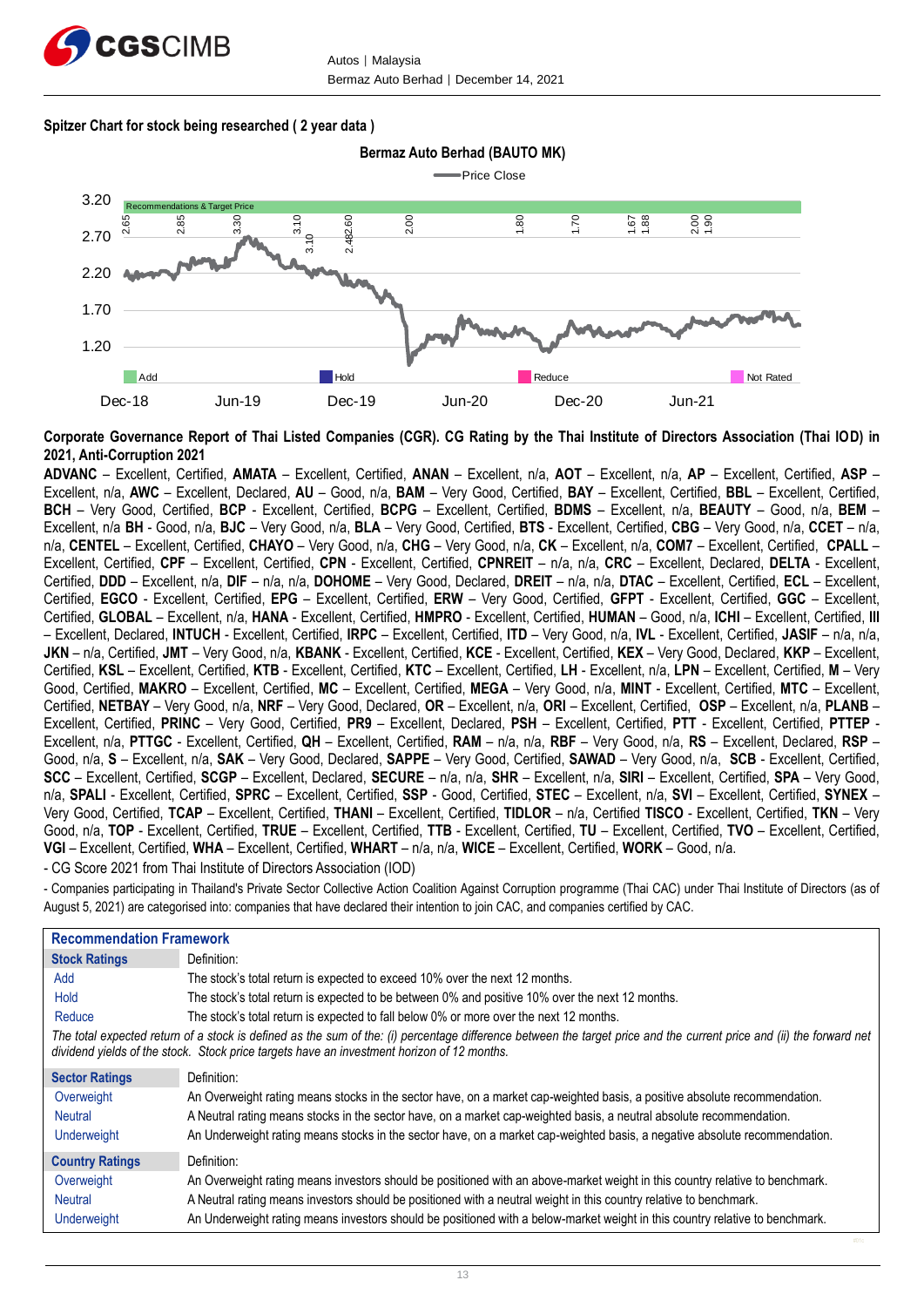## Spitzer Chart for stock being researched ( 2 year data )

Bermaz Auto Berhad (BAUTO MK)

Price Close

Recommendations & Target Price: 2.65, 2.85, 3.30, 3.10, 3.10, 2.48, 2.60, 2.00, 1.80, 1.70, 1.67, 1.88, 2.00, 1.90

Add | Hold | Reduce | Not Rated

Dec-18, Jun-19, Dec-19, Jun-20, Dec-20, Jun-21

**Corporate Governance Report of Thai Listed Companies (CGR). CG Rating by the Thai Institute of Directors Association (Thai IOD) in 2021, Anti-Corruption 2021**

**ADVANC** – Excellent, Certified, **AMATA** – Excellent, Certified, **ANAN** – Excellent, n/a, **AOT** – Excellent, n/a, **AP** – Excellent, Certified, **ASP** – Excellent, n/a, **AWC** – Excellent, Declared, **AU** – Good, n/a, **BAM** – Very Good, Certified, **BAY** – Excellent, Certified, **BBL** – Excellent, Certified, **BCH** – Very Good, Certified, **BCP** - Excellent, Certified, **BCPG** – Excellent, Certified, **BDMS** – Excellent, n/a, **BEAUTY** – Good, n/a, **BEM** – Excellent, n/a **BH** - Good, n/a, **BJC** – Very Good, n/a, **BLA** – Very Good, Certified, **BTS** - Excellent, Certified, **CBG** – Very Good, n/a, **CCET** – n/a, n/a, **CENTEL** – Excellent, Certified, **CHAYO** – Very Good, n/a, **CHG** – Very Good, n/a, **CK** – Excellent, n/a, **COM7** – Excellent, Certified, **CPALL** – Excellent, Certified, **CPF** – Excellent, Certified, **CPN** - Excellent, Certified, **CPNREIT** – n/a, n/a, **CRC** – Excellent, Declared, **DELTA** - Excellent, Certified, **DDD** – Excellent, n/a, **DIF** – n/a, n/a, **DOHOME** – Very Good, Declared, **DREIT** – n/a, n/a, **DTAC** – Excellent, Certified, **ECL** – Excellent, Certified, **EGCO** - Excellent, Certified, **EPG** – Excellent, Certified, **ERW** – Very Good, Certified, **GFPT** - Excellent, Certified, **GGC** – Excellent, Certified, **GLOBAL** – Excellent, n/a, **HANA** - Excellent, Certified, **HMPRO** - Excellent, Certified, **HUMAN** – Good, n/a, **ICHI** – Excellent, Certified, **III** – Excellent, Declared, **INTUCH** - Excellent, Certified, **IRPC** – Excellent, Certified, **ITD** – Very Good, n/a, **IVL** - Excellent, Certified, **JASIF** – n/a, n/a, **JKN** – n/a, Certified, **JMT** – Very Good, n/a, **KBANK** - Excellent, Certified, **KCE** - Excellent, Certified, **KEX** – Very Good, Declared, **KKP** – Excellent, Certified, **KSL** – Excellent, Certified, **KTB** - Excellent, Certified, **KTC** – Excellent, Certified, **LH** - Excellent, n/a, **LPN** – Excellent, Certified, **M** – Very Good, Certified, **MAKRO** – Excellent, Certified, **MC** – Excellent, Certified, **MEGA** – Very Good, n/a, **MINT** - Excellent, Certified, **MTC** – Excellent, Certified, **NETBAY** – Very Good, n/a, **NRF** – Very Good, Declared, **OR** – Excellent, n/a, **ORI** – Excellent, Certified, **OSP** – Excellent, n/a, **PLANB** – Excellent, Certified, **PRINC** – Very Good, Certified, **PR9** – Excellent, Declared, **PSH** – Excellent, Certified, **PTT** - Excellent, Certified, **PTTEP** - Excellent, n/a, **PTTGC** - Excellent, Certified, **QH** – Excellent, Certified, **RAM** – n/a, n/a, **RBF** – Very Good, n/a, **RS** – Excellent, Declared, **RSP** – Good, n/a, **S** – Excellent, n/a, **SAK** – Very Good, Declared, **SAPPE** – Very Good, Certified, **SAWAD** – Very Good, n/a, **SCB** - Excellent, Certified, **SCC** – Excellent, Certified, **SCGP** – Excellent, Declared, **SECURE** – n/a, n/a, **SHR** – Excellent, n/a, **SIRI** – Excellent, Certified, **SPA** – Very Good, n/a, **SPALI** - Excellent, Certified, **SPRC** – Excellent, Certified, **SSP** - Good, Certified, **STEC** – Excellent, n/a, **SVI** – Excellent, Certified, **SYNEX** – Very Good, Certified, **TCAP** – Excellent, Certified, **THANI** – Excellent, Certified, **TIDLOR** – n/a, Certified **TISCO** - Excellent, Certified, **TKN** – Very Good, n/a, **TOP** - Excellent, Certified, **TRUE** – Excellent, Certified, **TTB** - Excellent, Certified, **TU** – Excellent, Certified, **TVO** – Excellent, Certified, **VGI** – Excellent, Certified, **WHA** – Excellent, Certified, **WHART** – n/a, n/a, **WICE** – Excellent, Certified, **WORK** – Good, n/a.

- CG Score 2021 from Thai Institute of Directors Association (IOD)

- Companies participating in Thailand's Private Sector Collective Action Coalition Against Corruption programme (Thai CAC) under Thai Institute of Directors (as of August 5, 2021) are categorised into: companies that have declared their intention to join CAC, and companies certified by CAC.

| Recommendation Framework | |
|---|---|
| **Stock Ratings** | Definition: |
| Add | The stock's total return is expected to exceed 10% over the next 12 months. |
| Hold | The stock's total return is expected to be between 0% and positive 10% over the next 12 months. |
| Reduce | The stock's total return is expected to fall below 0% or more over the next 12 months. |
| *The total expected return of a stock is defined as the sum of the: (i) percentage difference between the target price and the current price and (ii) the forward net dividend yields of the stock. Stock price targets have an investment horizon of 12 months.* | |
| **Sector Ratings** | Definition: |
| Overweight | An Overweight rating means stocks in the sector have, on a market cap-weighted basis, a positive absolute recommendation. |
| Neutral | A Neutral rating means stocks in the sector have, on a market cap-weighted basis, a neutral absolute recommendation. |
| Underweight | An Underweight rating means stocks in the sector have, on a market cap-weighted basis, a negative absolute recommendation. |
| **Country Ratings** | Definition: |
| Overweight | An Overweight rating means investors should be positioned with an above-market weight in this country relative to benchmark. |
| Neutral | A Neutral rating means investors should be positioned with a neutral weight in this country relative to benchmark. |
| Underweight | An Underweight rating means investors should be positioned with a below-market weight in this country relative to benchmark. |